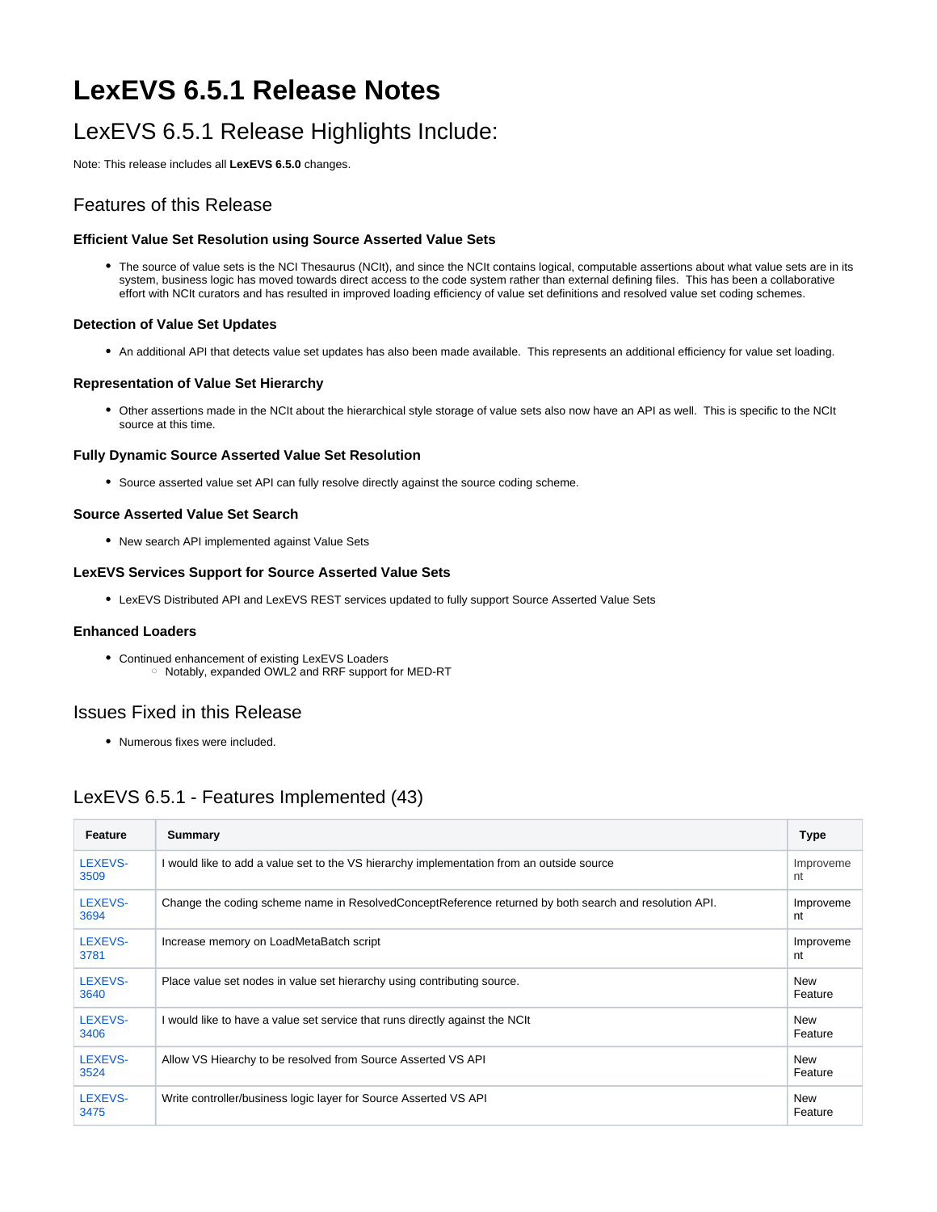# LexEVS 6.5.1 Release Notes

## LexEVS 6.5.1 Release Highlights Include:

Note: This release includes all **LexEVS 6.5.0** changes.

### Features of this Release

#### Efficient Value Set Resolution using Source Asserted Value Sets

- The source of value sets is the NCI Thesaurus (NCIt), and since the NCIt contains logical, computable assertions about what value sets are in its system, business logic has moved towards direct access to the code system rather than external defining files.  This has been a collaborative effort with NCIt curators and has resulted in improved loading efficiency of value set definitions and resolved value set coding schemes.

#### Detection of Value Set Updates

- An additional API that detects value set updates has also been made available.  This represents an additional efficiency for value set loading.

#### Representation of Value Set Hierarchy

- Other assertions made in the NCIt about the hierarchical style storage of value sets also now have an API as well.  This is specific to the NCIt source at this time.

#### Fully Dynamic Source Asserted Value Set Resolution

- Source asserted value set API can fully resolve directly against the source coding scheme.

#### Source Asserted Value Set Search

- New search API implemented against Value Sets

#### LexEVS Services Support for Source Asserted Value Sets

- LexEVS Distributed API and LexEVS REST services updated to fully support Source Asserted Value Sets

#### Enhanced Loaders

- Continued enhancement of existing LexEVS Loaders
  - Notably, expanded OWL2 and RRF support for MED-RT

### Issues Fixed in this Release

- Numerous fixes were included.

### LexEVS 6.5.1 - Features Implemented (43)

| Feature | Summary | Type |
|---|---|---|
| LEXEVS-3509 | I would like to add a value set to the VS hierarchy implementation from an outside source | Improvement |
| LEXEVS-3694 | Change the coding scheme name in ResolvedConceptReference returned by both search and resolution API. | Improvement |
| LEXEVS-3781 | Increase memory on LoadMetaBatch script | Improvement |
| LEXEVS-3640 | Place value set nodes in value set hierarchy using contributing source. | New Feature |
| LEXEVS-3406 | I would like to have a value set service that runs directly against the NCIt | New Feature |
| LEXEVS-3524 | Allow VS Hiearchy to be resolved from Source Asserted VS API | New Feature |
| LEXEVS-3475 | Write controller/business logic layer for Source Asserted VS API | New Feature |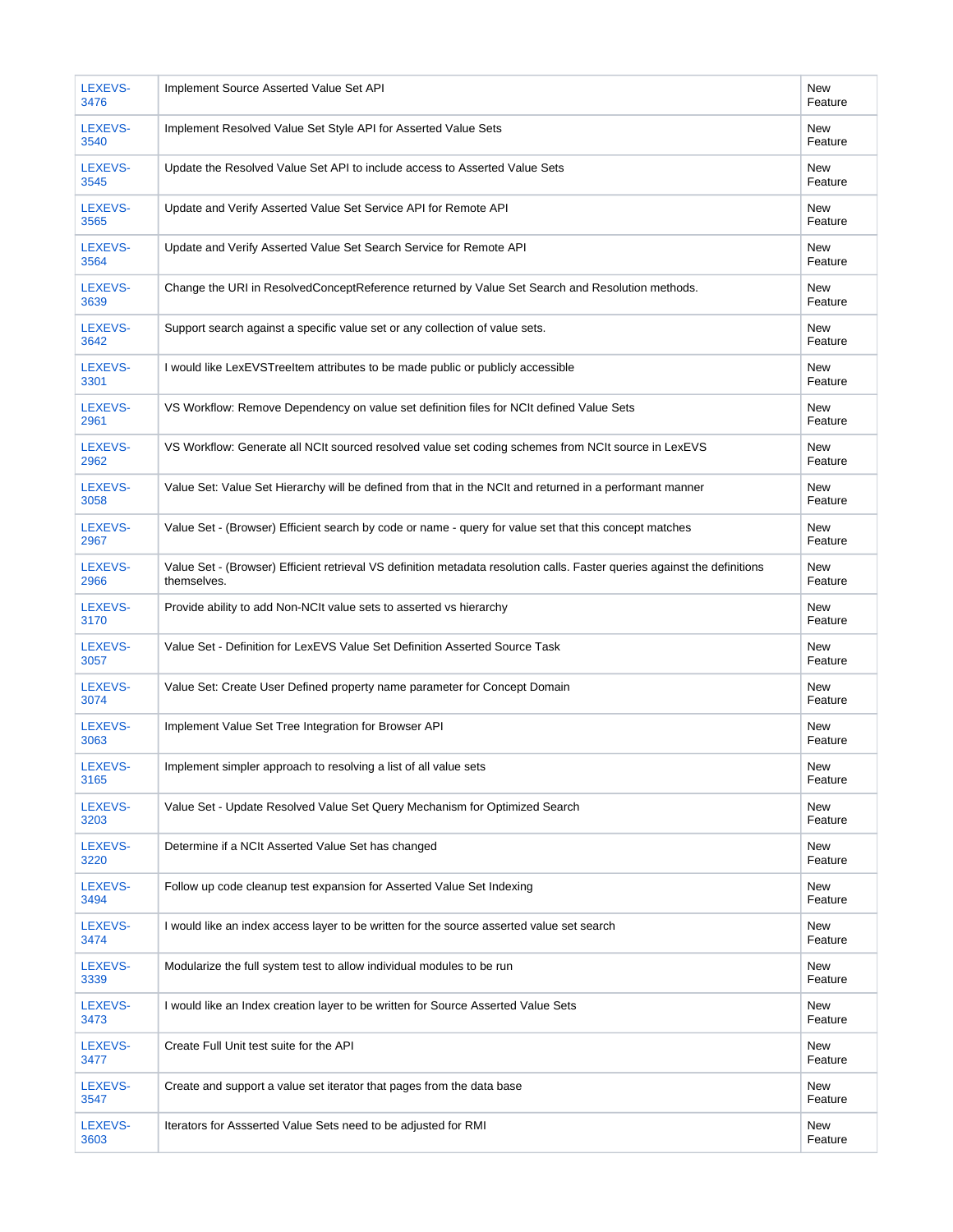| | | |
|---|---|---|
| LEXEVS-3476 | Implement Source Asserted Value Set API | New Feature |
| LEXEVS-3540 | Implement Resolved Value Set Style API for Asserted Value Sets | New Feature |
| LEXEVS-3545 | Update the Resolved Value Set API to include access to Asserted Value Sets | New Feature |
| LEXEVS-3565 | Update and Verify Asserted Value Set Service API for Remote API | New Feature |
| LEXEVS-3564 | Update and Verify Asserted Value Set Search Service for Remote API | New Feature |
| LEXEVS-3639 | Change the URI in ResolvedConceptReference returned by Value Set Search and Resolution methods. | New Feature |
| LEXEVS-3642 | Support search against a specific value set or any collection of value sets. | New Feature |
| LEXEVS-3301 | I would like LexEVSTreeItem attributes to be made public or publicly accessible | New Feature |
| LEXEVS-2961 | VS Workflow: Remove Dependency on value set definition files for NCIt defined Value Sets | New Feature |
| LEXEVS-2962 | VS Workflow: Generate all NCIt sourced resolved value set coding schemes from NCIt source in LexEVS | New Feature |
| LEXEVS-3058 | Value Set: Value Set Hierarchy will be defined from that in the NCIt and returned in a performant manner | New Feature |
| LEXEVS-2967 | Value Set - (Browser) Efficient search by code or name - query for value set that this concept matches | New Feature |
| LEXEVS-2966 | Value Set - (Browser) Efficient retrieval VS definition metadata resolution calls. Faster queries against the definitions themselves. | New Feature |
| LEXEVS-3170 | Provide ability to add Non-NCIt value sets to asserted vs hierarchy | New Feature |
| LEXEVS-3057 | Value Set - Definition for LexEVS Value Set Definition Asserted Source Task | New Feature |
| LEXEVS-3074 | Value Set: Create User Defined property name parameter for Concept Domain | New Feature |
| LEXEVS-3063 | Implement Value Set Tree Integration for Browser API | New Feature |
| LEXEVS-3165 | Implement simpler approach to resolving a list of all value sets | New Feature |
| LEXEVS-3203 | Value Set - Update Resolved Value Set Query Mechanism for Optimized Search | New Feature |
| LEXEVS-3220 | Determine if a NCIt Asserted Value Set has changed | New Feature |
| LEXEVS-3494 | Follow up code cleanup test expansion for Asserted Value Set Indexing | New Feature |
| LEXEVS-3474 | I would like an index access layer to be written for the source asserted value set search | New Feature |
| LEXEVS-3339 | Modularize the full system test to allow individual modules to be run | New Feature |
| LEXEVS-3473 | I would like an Index creation layer to be written for Source Asserted Value Sets | New Feature |
| LEXEVS-3477 | Create Full Unit test suite for the API | New Feature |
| LEXEVS-3547 | Create and support a value set iterator that pages from the data base | New Feature |
| LEXEVS-3603 | Iterators for Assserted Value Sets need to be adjusted for RMI | New Feature |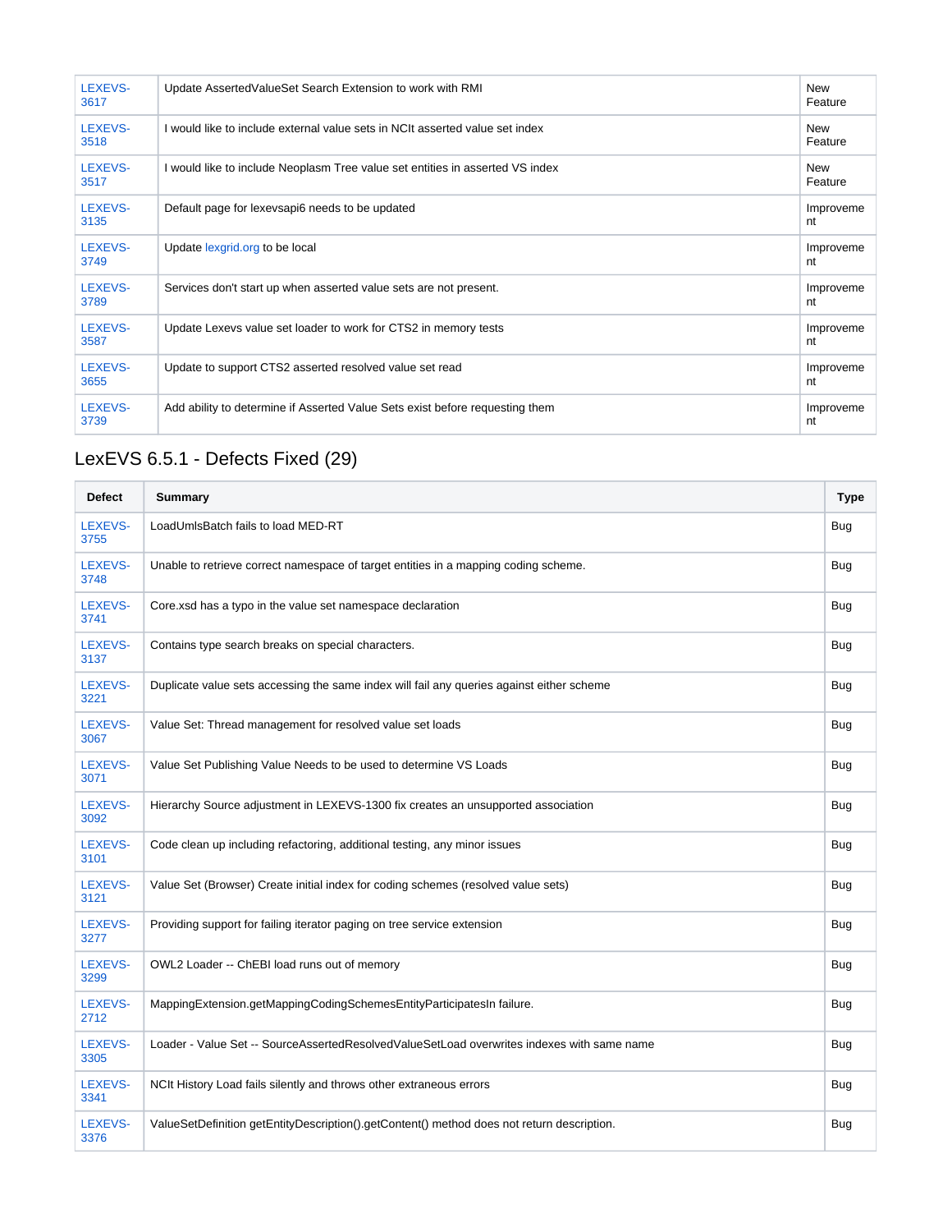| | | |
|---|---|---|
| LEXEVS-3617 | Update AssertedValueSet Search Extension to work with RMI | New Feature |
| LEXEVS-3518 | I would like to include external value sets in NCIt asserted value set index | New Feature |
| LEXEVS-3517 | I would like to include Neoplasm Tree value set entities in asserted VS index | New Feature |
| LEXEVS-3135 | Default page for lexevsapi6 needs to be updated | Improvement |
| LEXEVS-3749 | Update lexgrid.org to be local | Improvement |
| LEXEVS-3789 | Services don't start up when asserted value sets are not present. | Improvement |
| LEXEVS-3587 | Update Lexevs value set loader to work for CTS2 in memory tests | Improvement |
| LEXEVS-3655 | Update to support CTS2 asserted resolved value set read | Improvement |
| LEXEVS-3739 | Add ability to determine if Asserted Value Sets exist before requesting them | Improvement |

## LexEVS 6.5.1 - Defects Fixed (29)

| Defect | Summary | Type |
|---|---|---|
| LEXEVS-3755 | LoadUmlsBatch fails to load MED-RT | Bug |
| LEXEVS-3748 | Unable to retrieve correct namespace of target entities in a mapping coding scheme. | Bug |
| LEXEVS-3741 | Core.xsd has a typo in the value set namespace declaration | Bug |
| LEXEVS-3137 | Contains type search breaks on special characters. | Bug |
| LEXEVS-3221 | Duplicate value sets accessing the same index will fail any queries against either scheme | Bug |
| LEXEVS-3067 | Value Set: Thread management for resolved value set loads | Bug |
| LEXEVS-3071 | Value Set Publishing Value Needs to be used to determine VS Loads | Bug |
| LEXEVS-3092 | Hierarchy Source adjustment in LEXEVS-1300 fix creates an unsupported association | Bug |
| LEXEVS-3101 | Code clean up including refactoring, additional testing, any minor issues | Bug |
| LEXEVS-3121 | Value Set (Browser) Create initial index for coding schemes (resolved value sets) | Bug |
| LEXEVS-3277 | Providing support for failing iterator paging on tree service extension | Bug |
| LEXEVS-3299 | OWL2 Loader -- ChEBI load runs out of memory | Bug |
| LEXEVS-2712 | MappingExtension.getMappingCodingSchemesEntityParticipatesIn failure. | Bug |
| LEXEVS-3305 | Loader - Value Set -- SourceAssertedResolvedValueSetLoad overwrites indexes with same name | Bug |
| LEXEVS-3341 | NCIt History Load fails silently and throws other extraneous errors | Bug |
| LEXEVS-3376 | ValueSetDefinition getEntityDescription().getContent() method does not return description. | Bug |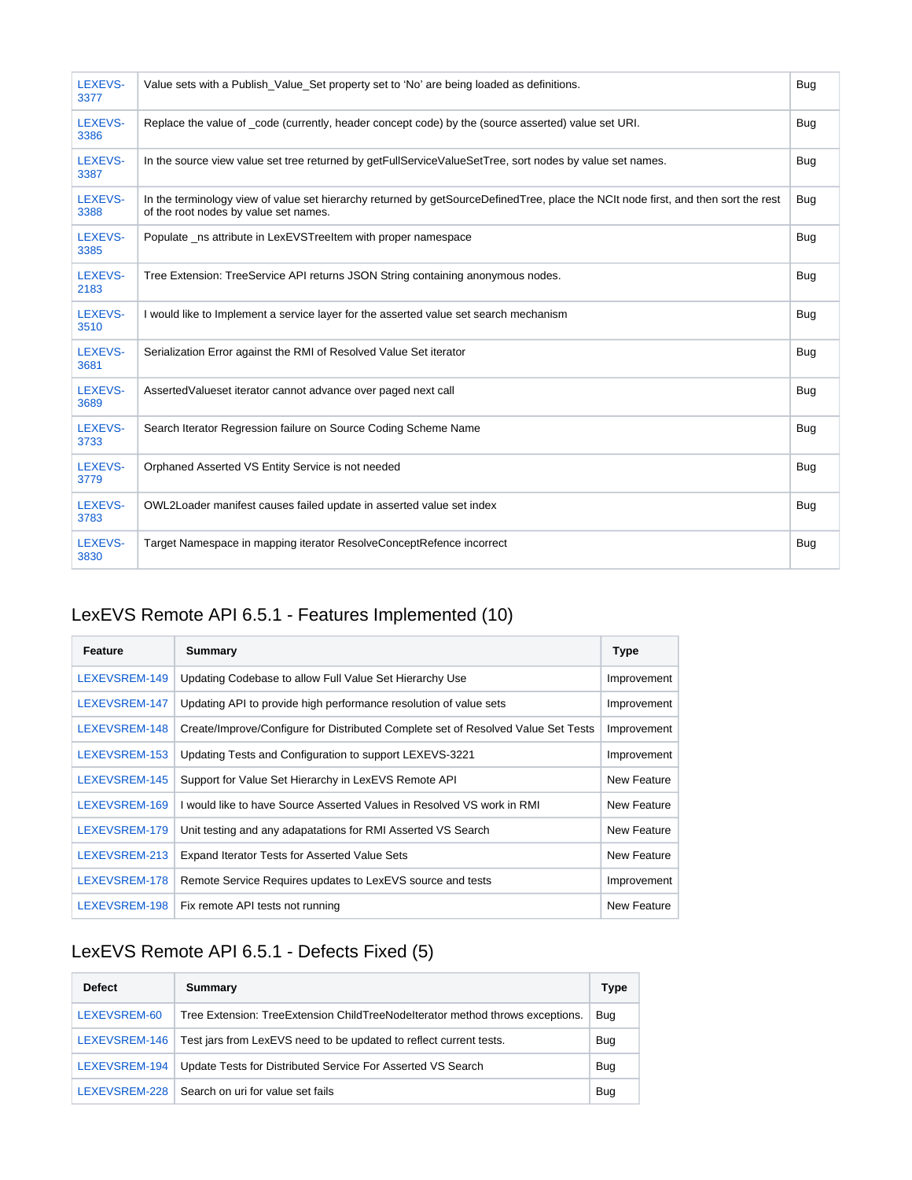| | | |
|---|---|---|
| LEXEVS-3377 | Value sets with a Publish_Value_Set property set to 'No' are being loaded as definitions. | Bug |
| LEXEVS-3386 | Replace the value of _code (currently, header concept code) by the (source asserted) value set URI. | Bug |
| LEXEVS-3387 | In the source view value set tree returned by getFullServiceValueSetTree, sort nodes by value set names. | Bug |
| LEXEVS-3388 | In the terminology view of value set hierarchy returned by getSourceDefinedTree, place the NCIt node first, and then sort the rest of the root nodes by value set names. | Bug |
| LEXEVS-3385 | Populate _ns attribute in LexEVSTreeItem with proper namespace | Bug |
| LEXEVS-2183 | Tree Extension: TreeService API returns JSON String containing anonymous nodes. | Bug |
| LEXEVS-3510 | I would like to Implement a service layer for the asserted value set search mechanism | Bug |
| LEXEVS-3681 | Serialization Error against the RMI of Resolved Value Set iterator | Bug |
| LEXEVS-3689 | AssertedValueset iterator cannot advance over paged next call | Bug |
| LEXEVS-3733 | Search Iterator Regression failure on Source Coding Scheme Name | Bug |
| LEXEVS-3779 | Orphaned Asserted VS Entity Service is not needed | Bug |
| LEXEVS-3783 | OWL2Loader manifest causes failed update in asserted value set index | Bug |
| LEXEVS-3830 | Target Namespace in mapping iterator ResolveConceptRefence incorrect | Bug |

## LexEVS Remote API 6.5.1 - Features Implemented (10)

| Feature | Summary | Type |
|---|---|---|
| LEXEVSREM-149 | Updating Codebase to allow Full Value Set Hierarchy Use | Improvement |
| LEXEVSREM-147 | Updating API to provide high performance resolution of value sets | Improvement |
| LEXEVSREM-148 | Create/Improve/Configure for Distributed Complete set of Resolved Value Set Tests | Improvement |
| LEXEVSREM-153 | Updating Tests and Configuration to support LEXEVS-3221 | Improvement |
| LEXEVSREM-145 | Support for Value Set Hierarchy in LexEVS Remote API | New Feature |
| LEXEVSREM-169 | I would like to have Source Asserted Values in Resolved VS work in RMI | New Feature |
| LEXEVSREM-179 | Unit testing and any adapatations for RMI Asserted VS Search | New Feature |
| LEXEVSREM-213 | Expand Iterator Tests for Asserted Value Sets | New Feature |
| LEXEVSREM-178 | Remote Service Requires updates to LexEVS source and tests | Improvement |
| LEXEVSREM-198 | Fix remote API tests not running | New Feature |

## LexEVS Remote API 6.5.1 - Defects Fixed (5)

| Defect | Summary | Type |
|---|---|---|
| LEXEVSREM-60 | Tree Extension: TreeExtension ChildTreeNodeIterator method throws exceptions. | Bug |
| LEXEVSREM-146 | Test jars from LexEVS need to be updated to reflect current tests. | Bug |
| LEXEVSREM-194 | Update Tests for Distributed Service For Asserted VS Search | Bug |
| LEXEVSREM-228 | Search on uri for value set fails | Bug |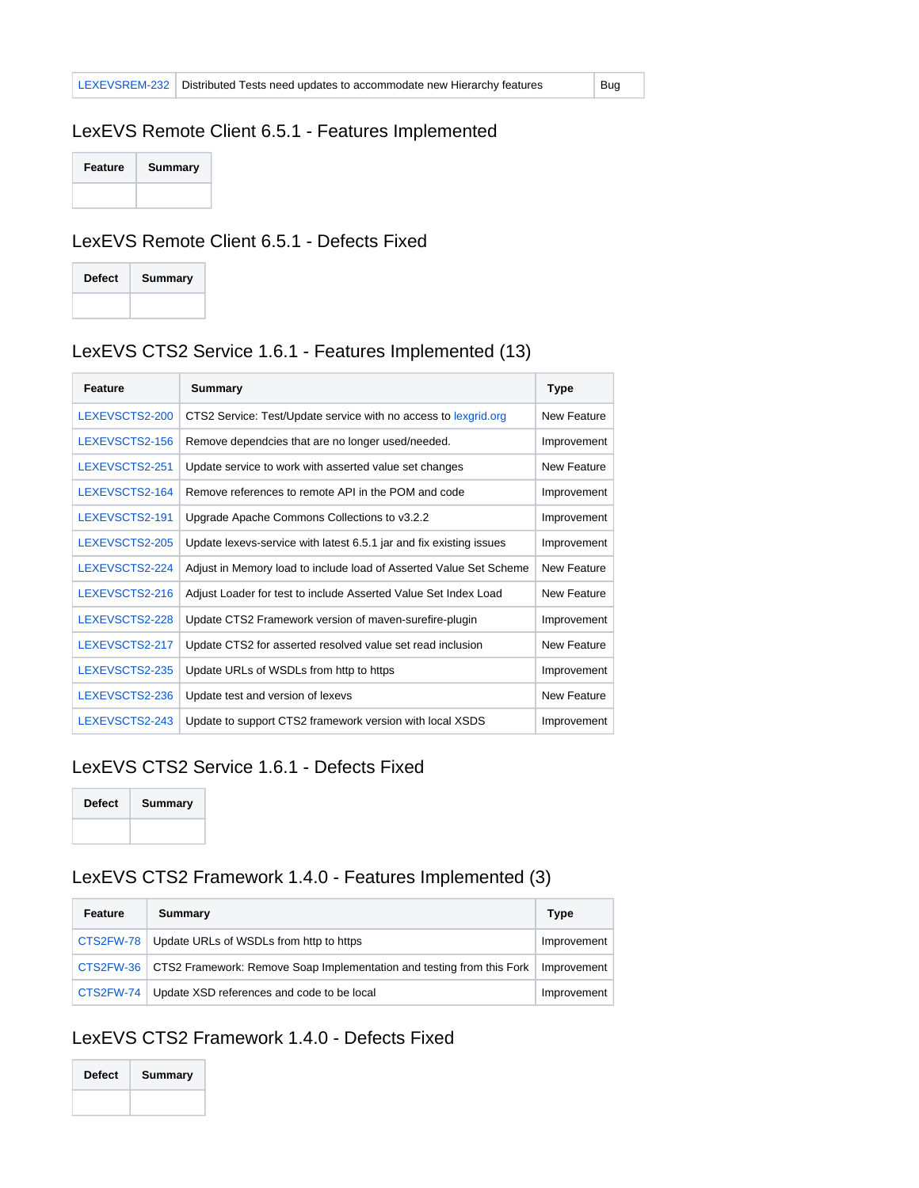| LEXEVSREM-232 | Distributed Tests need updates to accommodate new Hierarchy features | Bug |
|---|---|---|

## LexEVS Remote Client 6.5.1 - Features Implemented

| Feature | Summary |
|---|---|
| | |

## LexEVS Remote Client 6.5.1 - Defects Fixed

| Defect | Summary |
|---|---|
| | |

## LexEVS CTS2 Service 1.6.1 - Features Implemented (13)

| Feature | Summary | Type |
|---|---|---|
| LEXEVSCTS2-200 | CTS2 Service: Test/Update service with no access to lexgrid.org | New Feature |
| LEXEVSCTS2-156 | Remove dependcies that are no longer used/needed. | Improvement |
| LEXEVSCTS2-251 | Update service to work with asserted value set changes | New Feature |
| LEXEVSCTS2-164 | Remove references to remote API in the POM and code | Improvement |
| LEXEVSCTS2-191 | Upgrade Apache Commons Collections to v3.2.2 | Improvement |
| LEXEVSCTS2-205 | Update lexevs-service with latest 6.5.1 jar and fix existing issues | Improvement |
| LEXEVSCTS2-224 | Adjust in Memory load to include load of Asserted Value Set Scheme | New Feature |
| LEXEVSCTS2-216 | Adjust Loader for test to include Asserted Value Set Index Load | New Feature |
| LEXEVSCTS2-228 | Update CTS2 Framework version of maven-surefire-plugin | Improvement |
| LEXEVSCTS2-217 | Update CTS2 for asserted resolved value set read inclusion | New Feature |
| LEXEVSCTS2-235 | Update URLs of WSDLs from http to https | Improvement |
| LEXEVSCTS2-236 | Update test and version of lexevs | New Feature |
| LEXEVSCTS2-243 | Update to support CTS2 framework version with local XSDS | Improvement |

## LexEVS CTS2 Service 1.6.1 - Defects Fixed

| Defect | Summary |
|---|---|
| | |

## LexEVS CTS2 Framework 1.4.0 - Features Implemented (3)

| Feature | Summary | Type |
|---|---|---|
| CTS2FW-78 | Update URLs of WSDLs from http to https | Improvement |
| CTS2FW-36 | CTS2 Framework: Remove Soap Implementation and testing from this Fork | Improvement |
| CTS2FW-74 | Update XSD references and code to be local | Improvement |

## LexEVS CTS2 Framework 1.4.0 - Defects Fixed

| Defect | Summary |
|---|---|
| | |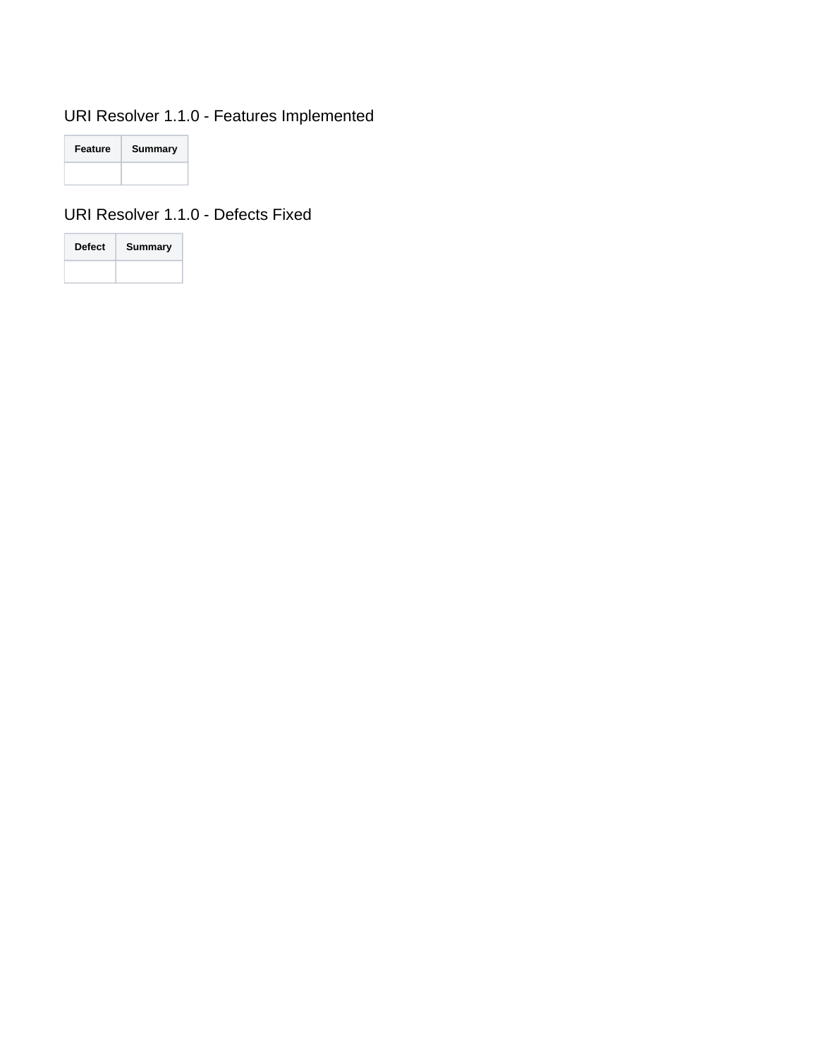## URI Resolver 1.1.0 - Features Implemented

| Feature | Summary |
|---|---|
| | |

## URI Resolver 1.1.0 - Defects Fixed

| Defect | Summary |
|---|---|
| | |